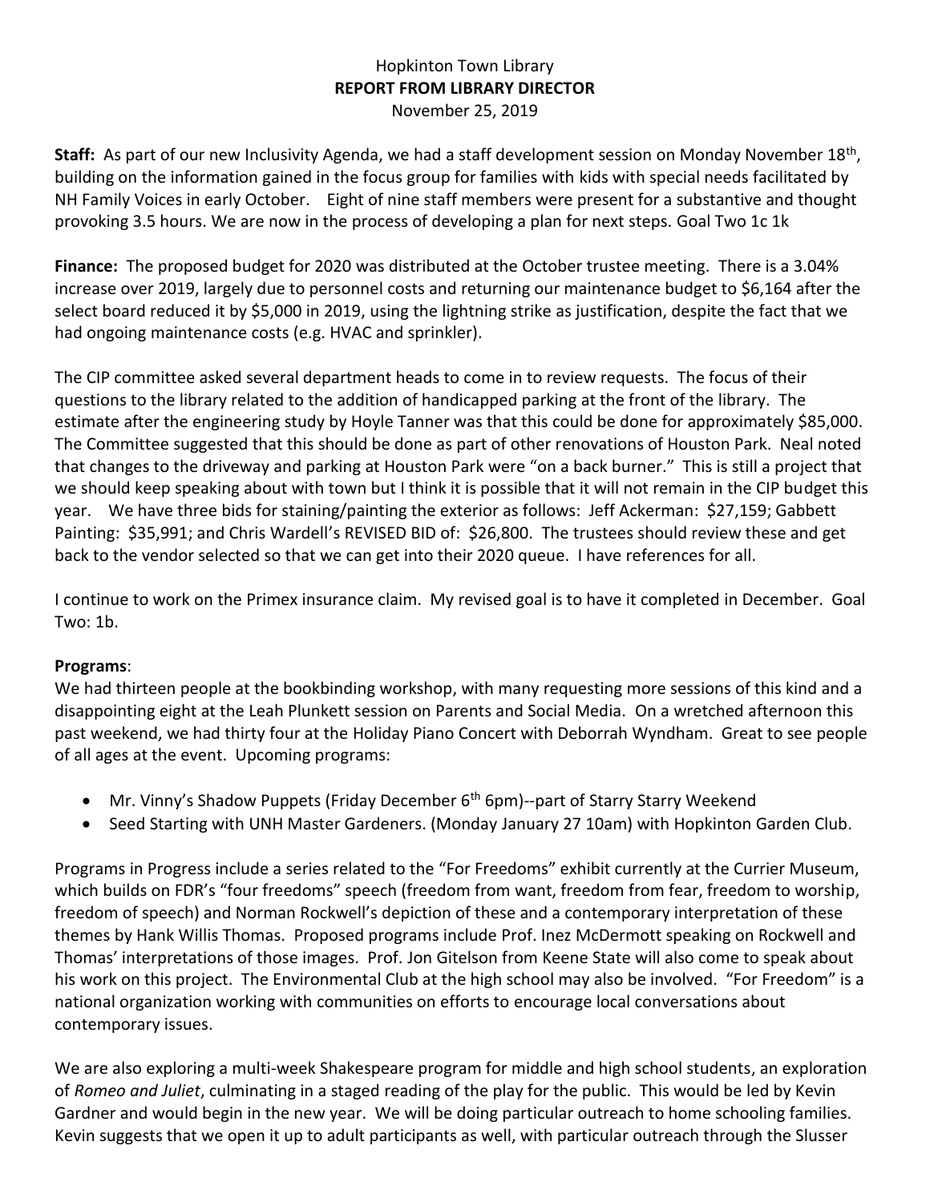Hopkinton Town Library
**REPORT FROM LIBRARY DIRECTOR**
November 25, 2019

**Staff:** As part of our new Inclusivity Agenda, we had a staff development session on Monday November 18th, building on the information gained in the focus group for families with kids with special needs facilitated by NH Family Voices in early October. Eight of nine staff members were present for a substantive and thought provoking 3.5 hours. We are now in the process of developing a plan for next steps. Goal Two 1c 1k

**Finance:** The proposed budget for 2020 was distributed at the October trustee meeting. There is a 3.04% increase over 2019, largely due to personnel costs and returning our maintenance budget to $6,164 after the select board reduced it by $5,000 in 2019, using the lightning strike as justification, despite the fact that we had ongoing maintenance costs (e.g. HVAC and sprinkler).

The CIP committee asked several department heads to come in to review requests. The focus of their questions to the library related to the addition of handicapped parking at the front of the library. The estimate after the engineering study by Hoyle Tanner was that this could be done for approximately $85,000. The Committee suggested that this should be done as part of other renovations of Houston Park. Neal noted that changes to the driveway and parking at Houston Park were "on a back burner." This is still a project that we should keep speaking about with town but I think it is possible that it will not remain in the CIP budget this year. We have three bids for staining/painting the exterior as follows: Jeff Ackerman: $27,159; Gabbett Painting: $35,991; and Chris Wardell's REVISED BID of: $26,800. The trustees should review these and get back to the vendor selected so that we can get into their 2020 queue. I have references for all.

I continue to work on the Primex insurance claim. My revised goal is to have it completed in December. Goal Two: 1b.

**Programs**:
We had thirteen people at the bookbinding workshop, with many requesting more sessions of this kind and a disappointing eight at the Leah Plunkett session on Parents and Social Media. On a wretched afternoon this past weekend, we had thirty four at the Holiday Piano Concert with Deborrah Wyndham. Great to see people of all ages at the event. Upcoming programs:

- Mr. Vinny's Shadow Puppets (Friday December 6th 6pm)--part of Starry Starry Weekend
- Seed Starting with UNH Master Gardeners. (Monday January 27 10am) with Hopkinton Garden Club.

Programs in Progress include a series related to the "For Freedoms" exhibit currently at the Currier Museum, which builds on FDR's "four freedoms" speech (freedom from want, freedom from fear, freedom to worship, freedom of speech) and Norman Rockwell's depiction of these and a contemporary interpretation of these themes by Hank Willis Thomas. Proposed programs include Prof. Inez McDermott speaking on Rockwell and Thomas' interpretations of those images. Prof. Jon Gitelson from Keene State will also come to speak about his work on this project. The Environmental Club at the high school may also be involved. "For Freedom" is a national organization working with communities on efforts to encourage local conversations about contemporary issues.

We are also exploring a multi-week Shakespeare program for middle and high school students, an exploration of *Romeo and Juliet*, culminating in a staged reading of the play for the public. This would be led by Kevin Gardner and would begin in the new year. We will be doing particular outreach to home schooling families. Kevin suggests that we open it up to adult participants as well, with particular outreach through the Slusser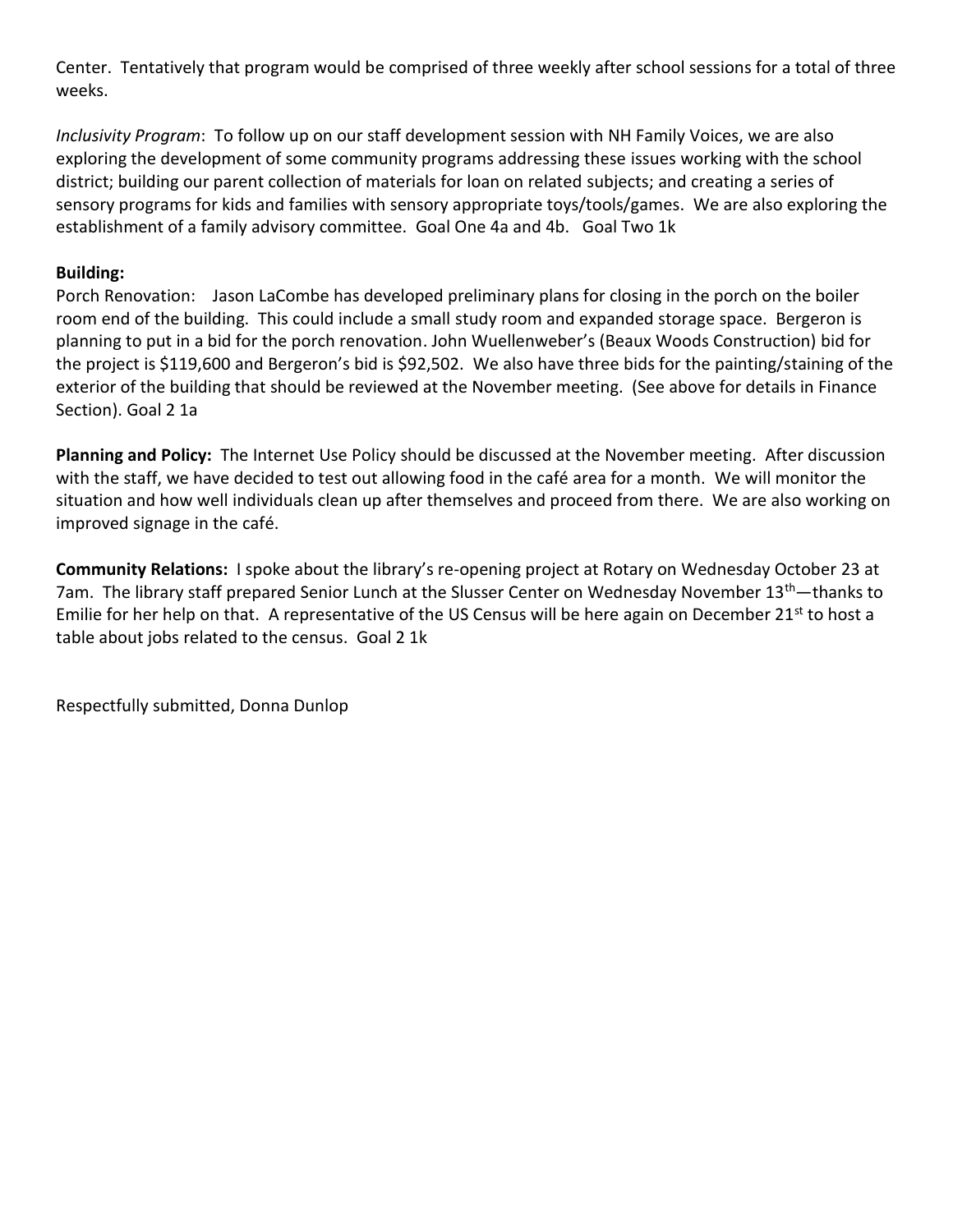Center. Tentatively that program would be comprised of three weekly after school sessions for a total of three weeks.

*Inclusivity Program*: To follow up on our staff development session with NH Family Voices, we are also exploring the development of some community programs addressing these issues working with the school district; building our parent collection of materials for loan on related subjects; and creating a series of sensory programs for kids and families with sensory appropriate toys/tools/games. We are also exploring the establishment of a family advisory committee. Goal One 4a and 4b. Goal Two 1k

**Building:**
Porch Renovation: Jason LaCombe has developed preliminary plans for closing in the porch on the boiler room end of the building. This could include a small study room and expanded storage space. Bergeron is planning to put in a bid for the porch renovation. John Wuellenweber's (Beaux Woods Construction) bid for the project is $119,600 and Bergeron's bid is $92,502. We also have three bids for the painting/staining of the exterior of the building that should be reviewed at the November meeting. (See above for details in Finance Section). Goal 2 1a

**Planning and Policy:** The Internet Use Policy should be discussed at the November meeting. After discussion with the staff, we have decided to test out allowing food in the café area for a month. We will monitor the situation and how well individuals clean up after themselves and proceed from there. We are also working on improved signage in the café.

**Community Relations:** I spoke about the library's re-opening project at Rotary on Wednesday October 23 at 7am. The library staff prepared Senior Lunch at the Slusser Center on Wednesday November 13th—thanks to Emilie for her help on that. A representative of the US Census will be here again on December 21st to host a table about jobs related to the census. Goal 2 1k

Respectfully submitted, Donna Dunlop